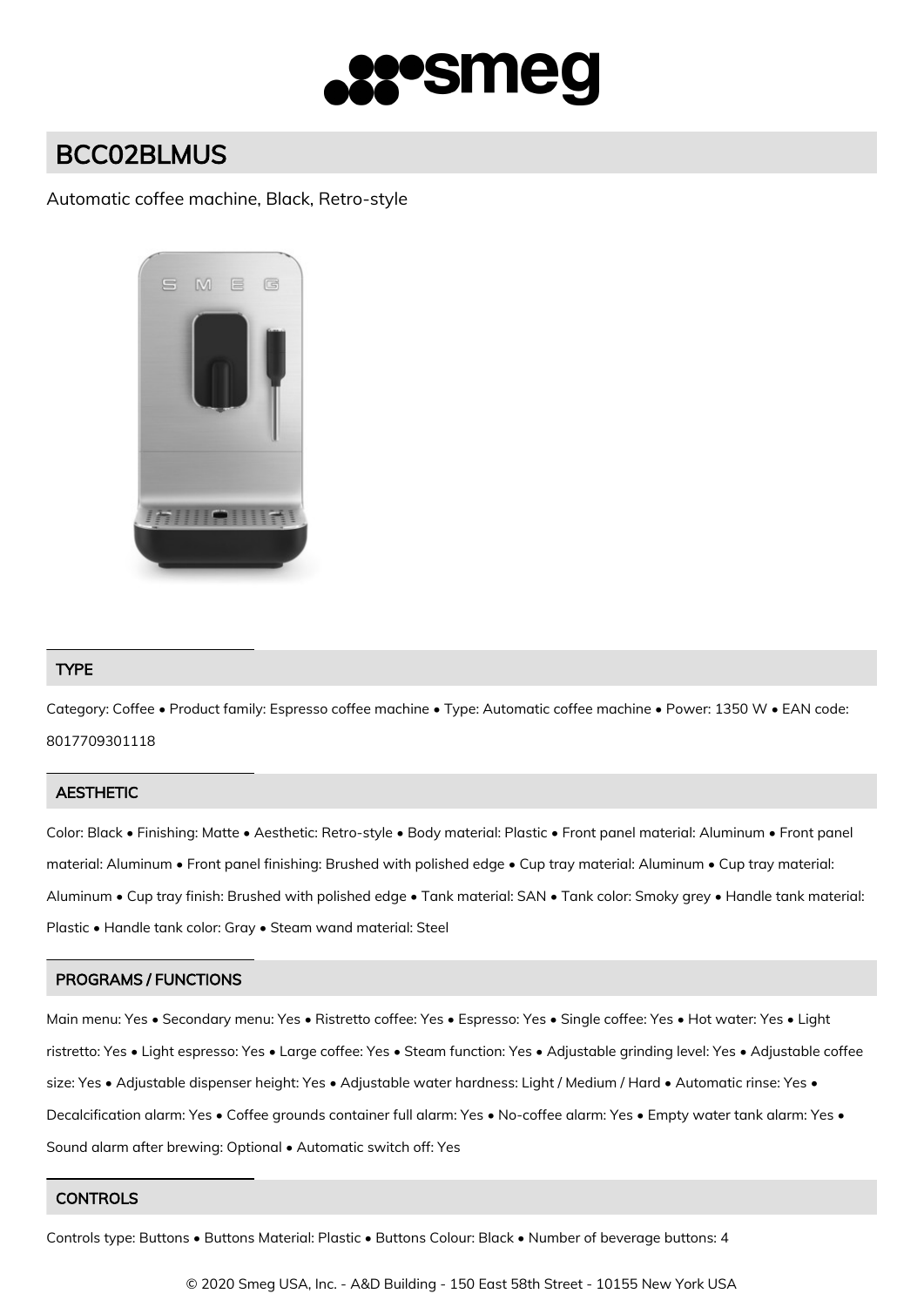# smeg

## BCC02BLMUS

Automatic coffee machine, Black, Retro-style

### TYPE

Category: Coffee • Product family: Espresso coffee machine • Type: Automatic coffee machine • Power: 1350 W • EAN code: 8017709301118

### AESTHETIC

Color: Black • Finishing: Matte • Aesthetic: Retro-style • Body material: Plastic • Front panel material: Aluminum • Front panel material: Aluminum • Front panel finishing: Brushed with polished edge • Cup tray material: Aluminum • Cup tray material: Aluminum • Cup tray finish: Brushed with polished edge • Tank material: SAN • Tank color: Smoky grey • Handle tank material: Plastic • Handle tank color: Gray • Steam wand material: Steel

### PROGRAMS / FUNCTIONS

Main menu: Yes • Secondary menu: Yes • Ristretto coffee: Yes • Espresso: Yes • Single coffee: Yes • Hot water: Yes • Light ristretto: Yes • Light espresso: Yes • Large coffee: Yes • Steam function: Yes • Adjustable grinding level: Yes • Adjustable coffee size: Yes • Adjustable dispenser height: Yes • Adjustable water hardness: Light / Medium / Hard • Automatic rinse: Yes • Decalcification alarm: Yes • Coffee grounds container full alarm: Yes • No-coffee alarm: Yes • Empty water tank alarm: Yes • Sound alarm after brewing: Optional • Automatic switch off: Yes

### CONTROLS

Controls type: Buttons • Buttons Material: Plastic • Buttons Colour: Black • Number of beverage buttons: 4

© 2020 Smeg USA, Inc. - A&D Building - 150 East 58th Street - 10155 New York USA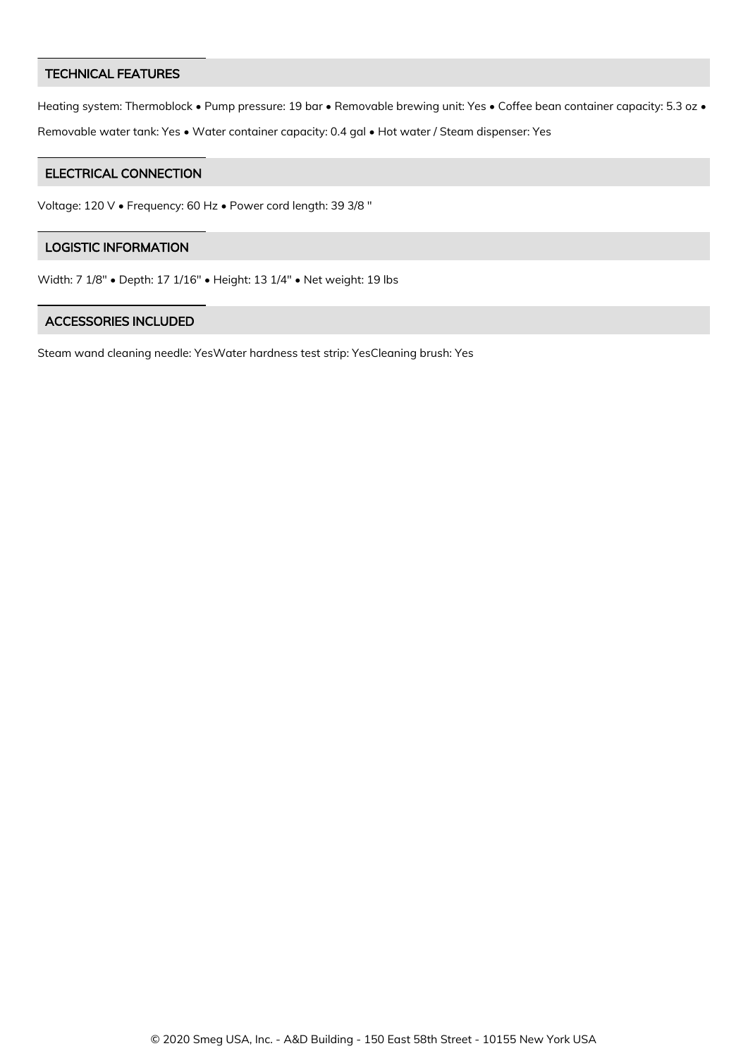## TECHNICAL FEATURES

Heating system: Thermoblock • Pump pressure: 19 bar • Removable brewing unit: Yes • Coffee bean container capacity: 5.3 oz • Removable water tank: Yes • Water container capacity: 0.4 gal • Hot water / Steam dispenser: Yes

## ELECTRICAL CONNECTION

Voltage: 120 V • Frequency: 60 Hz • Power cord length: 39 3/8 "

## LOGISTIC INFORMATION

Width: 7 1/8" • Depth: 17 1/16" • Height: 13 1/4" • Net weight: 19 lbs

## ACCESSORIES INCLUDED

Steam wand cleaning needle: YesWater hardness test strip: YesCleaning brush: Yes

© 2020 Smeg USA, Inc. - A&D Building - 150 East 58th Street - 10155 New York USA